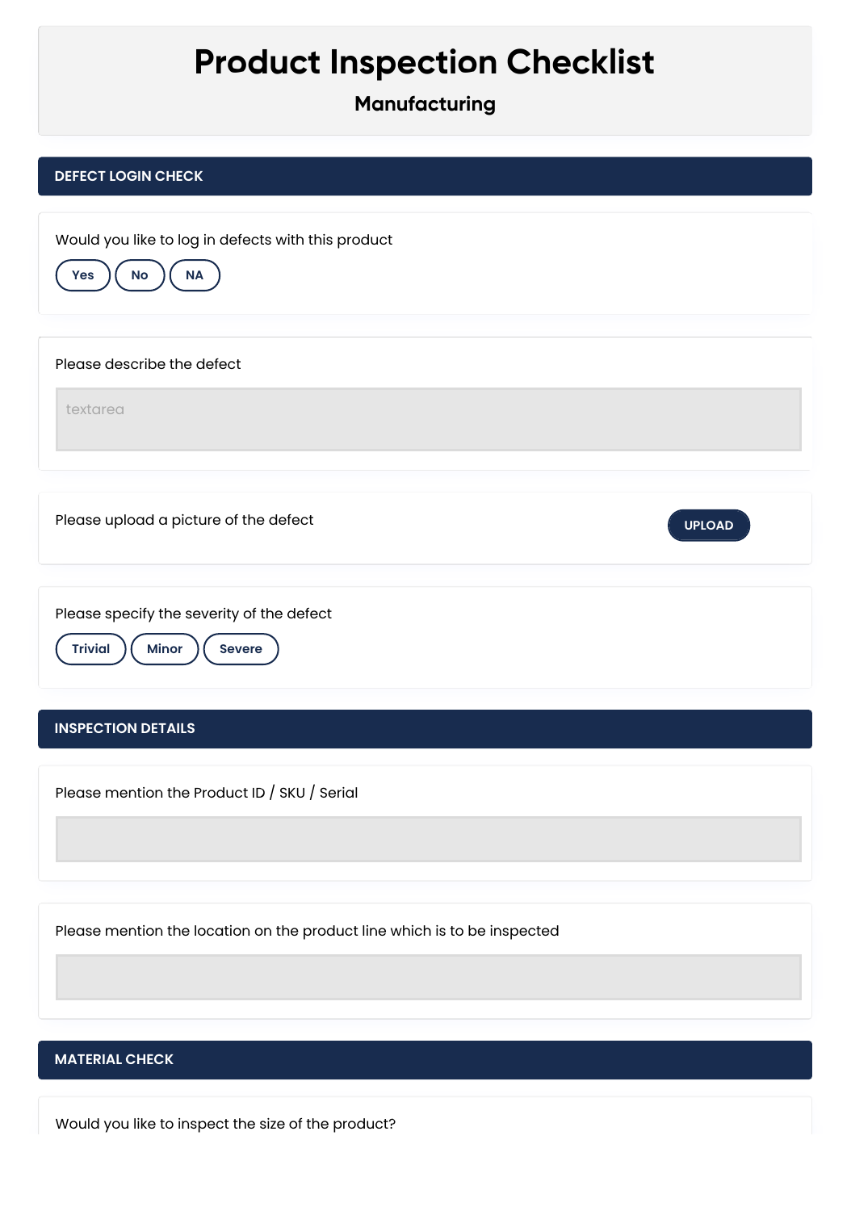# Product Inspection Checklist

## Manufacturing

## DEFECT LOGIN CHECK

Would you like to log in defects with this product

Yes | No | NA

Please describe the defect

textarea

Please upload a picture of the defect

UPLOAD

Please specify the severity of the defect

Trivial | Minor | Severe

## INSPECTION DETAILS

Please mention the Product ID / SKU / Serial

Please mention the location on the product line which is to be inspected

## MATERIAL CHECK

Would you like to inspect the size of the product?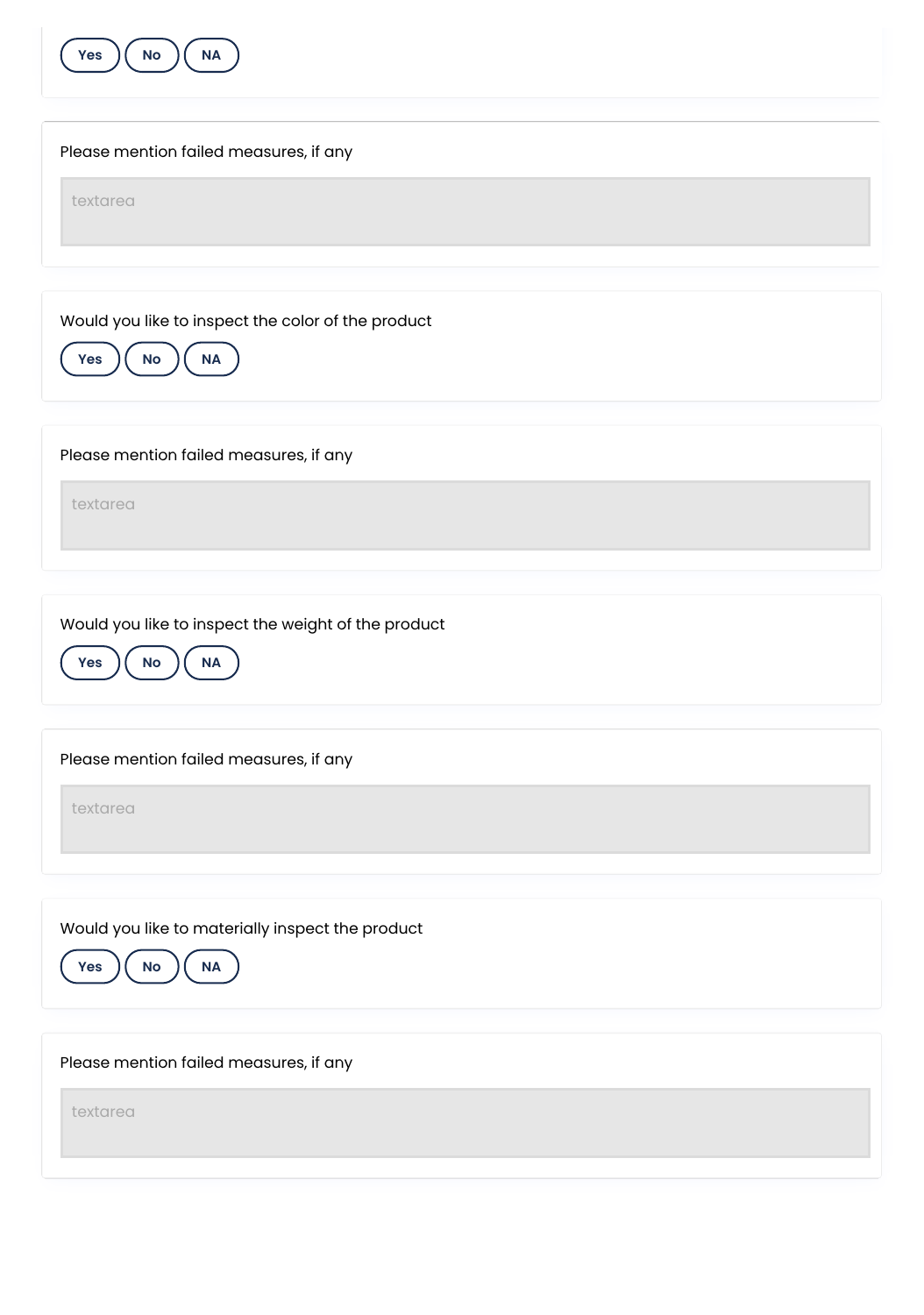Yes No NA

Please mention failed measures, if any

textarea

Would you like to inspect the color of the product

Yes No NA

Please mention failed measures, if any

textarea

Would you like to inspect the weight of the product

Yes No NA

Please mention failed measures, if any

textarea

Would you like to materially inspect the product

Yes No NA

Please mention failed measures, if any

textarea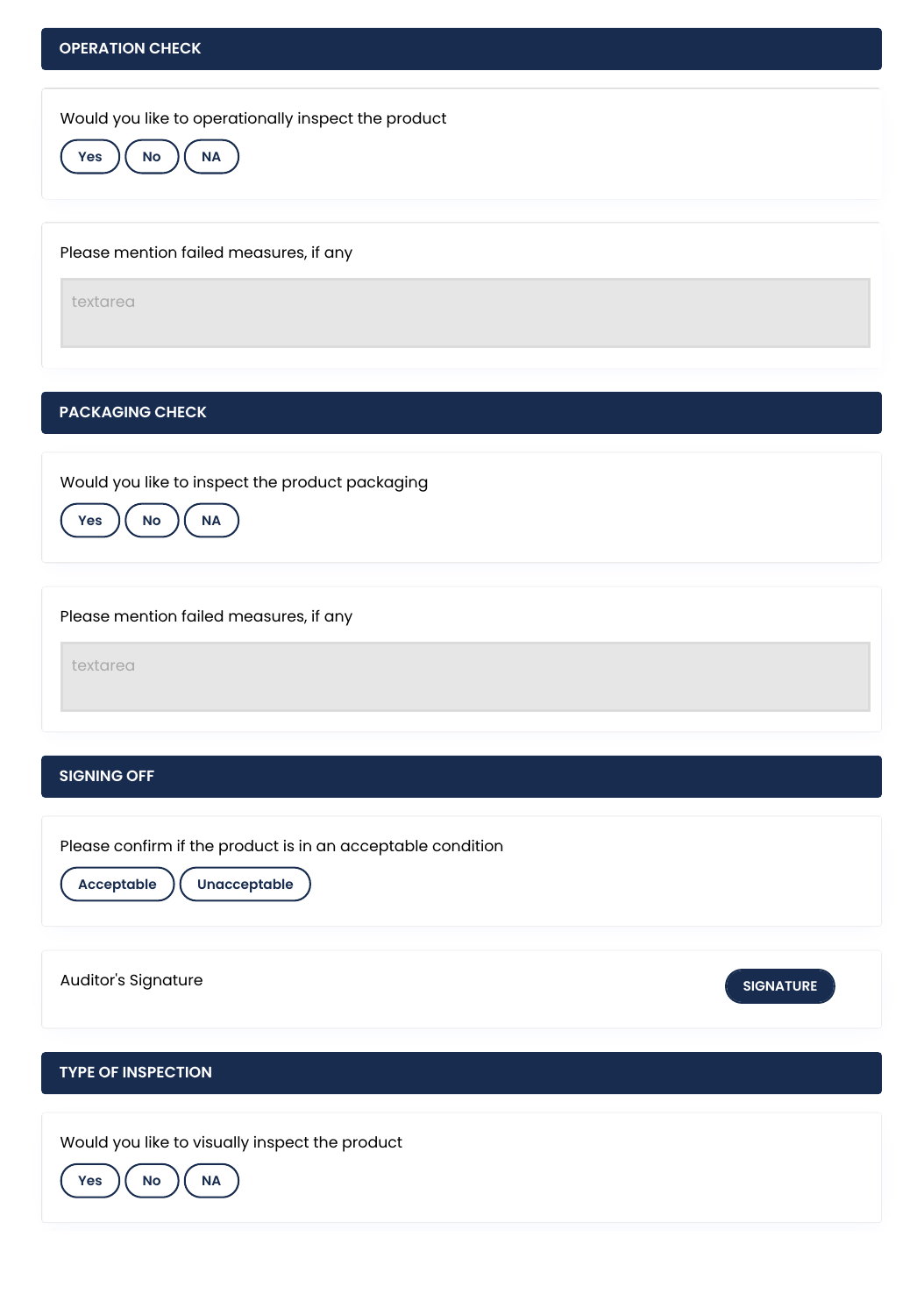## OPERATION CHECK

Would you like to operationally inspect the product

Yes | No | NA

Please mention failed measures, if any

textarea

## PACKAGING CHECK

Would you like to inspect the product packaging

Yes | No | NA

Please mention failed measures, if any

textarea

## SIGNING OFF

Please confirm if the product is in an acceptable condition

Acceptable | Unacceptable

Auditor's Signature

SIGNATURE

## TYPE OF INSPECTION

Would you like to visually inspect the product

Yes | No | NA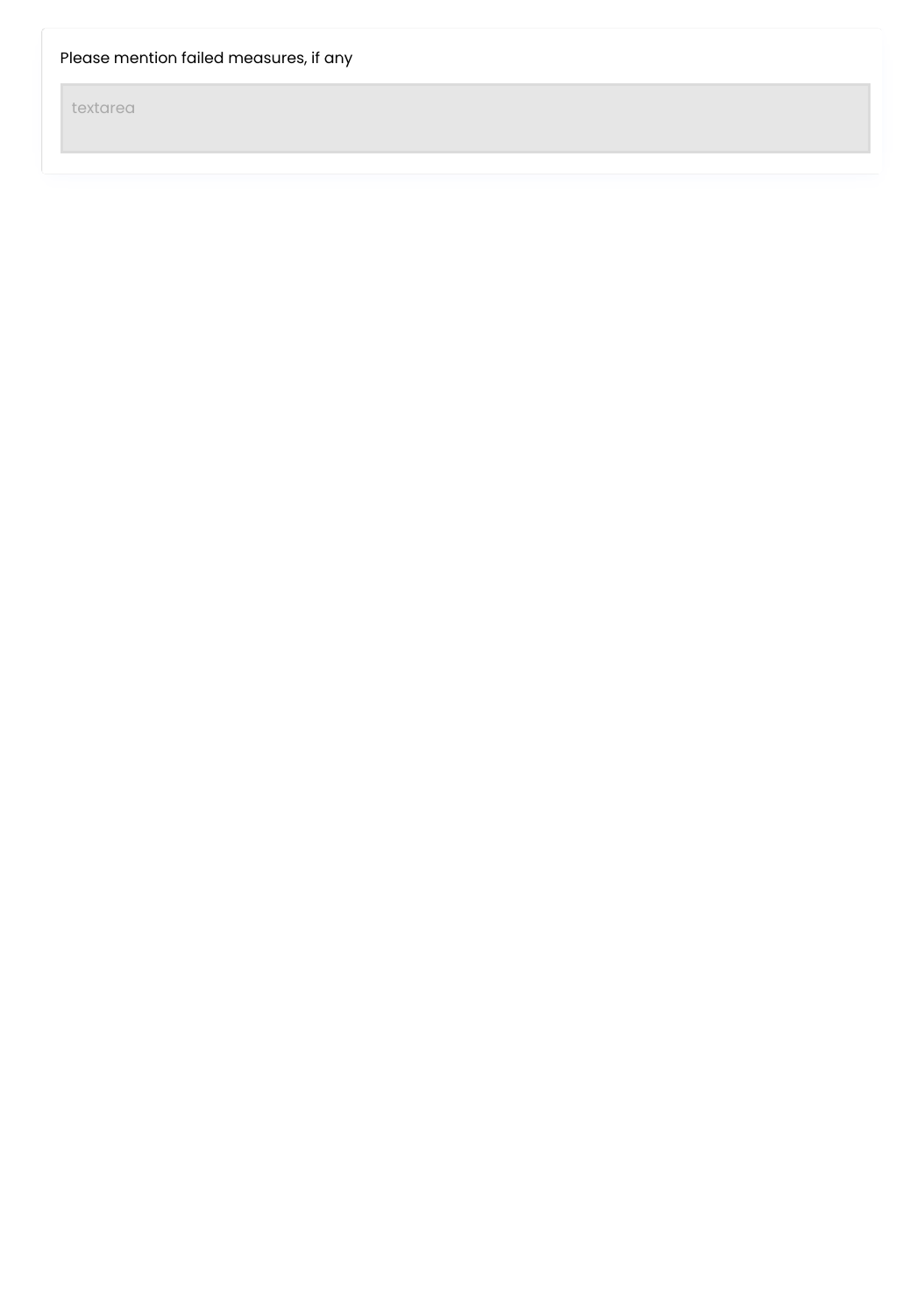Please mention failed measures, if any

textarea